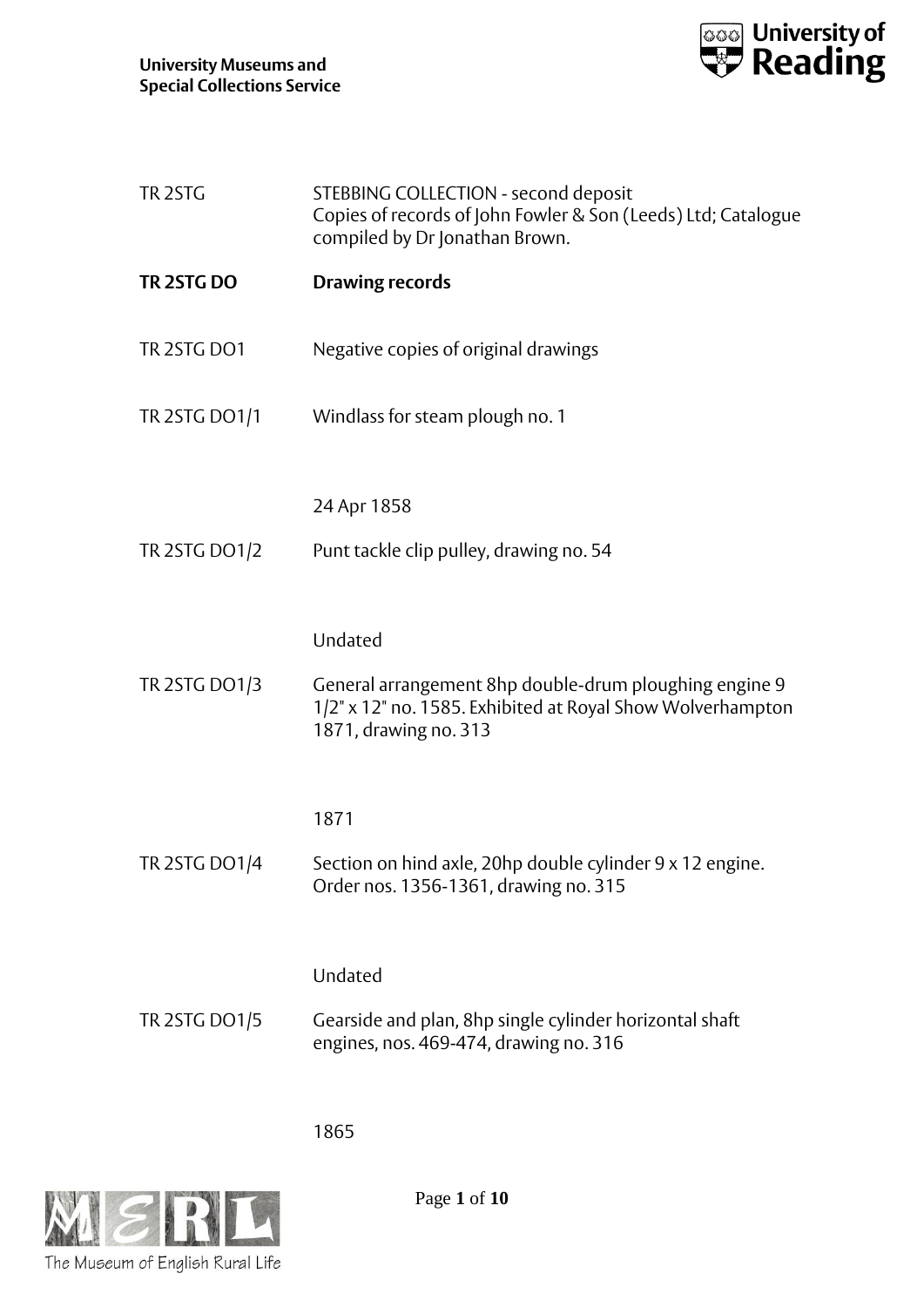University Museums and Special Collections Service

| | |
|---|---|
| TR 2STG | STEBBING COLLECTION - second deposit<br>Copies of records of John Fowler & Son (Leeds) Ltd; Catalogue compiled by Dr Jonathan Brown. |
| **TR 2STG DO** | **Drawing records** |
| TR 2STG DO1 | Negative copies of original drawings |
| TR 2STG DO1/1 | Windlass for steam plough no. 1<br><br>24 Apr 1858 |
| TR 2STG DO1/2 | Punt tackle clip pulley, drawing no. 54<br><br>Undated |
| TR 2STG DO1/3 | General arrangement 8hp double-drum ploughing engine 9 1/2" x 12" no. 1585. Exhibited at Royal Show Wolverhampton 1871, drawing no. 313<br><br>1871 |
| TR 2STG DO1/4 | Section on hind axle, 20hp double cylinder 9 x 12 engine. Order nos. 1356-1361, drawing no. 315<br><br>Undated |
| TR 2STG DO1/5 | Gearside and plan, 8hp single cylinder horizontal shaft engines, nos. 469-474, drawing no. 316<br><br>1865 |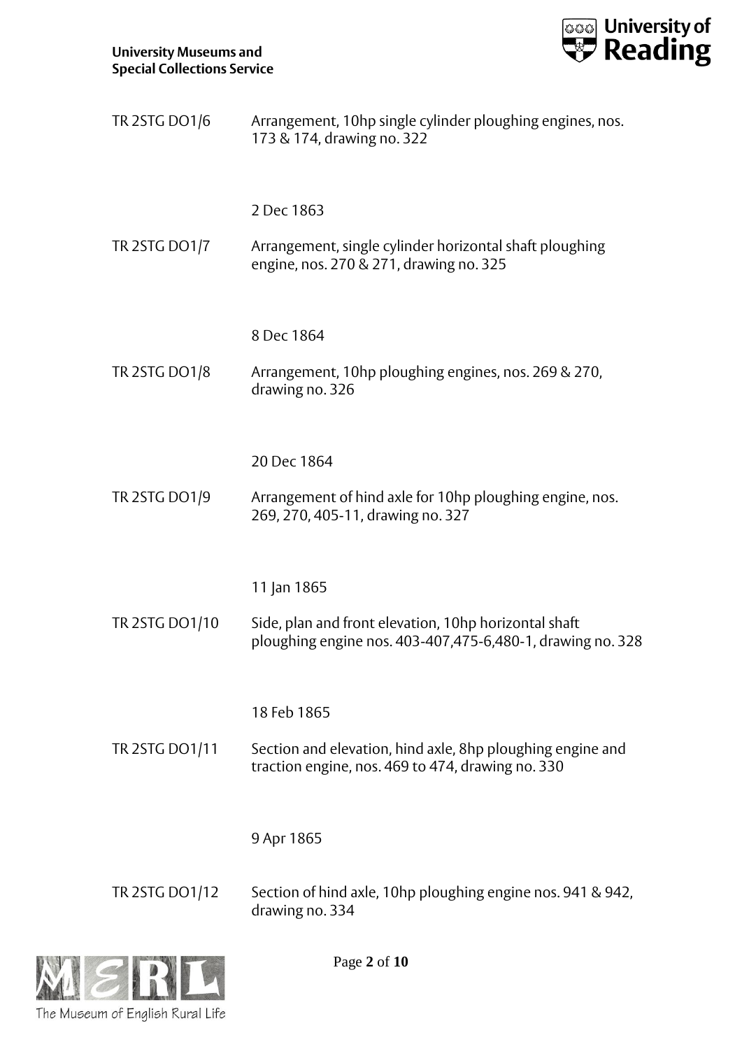| | |
|---|---|
| TR 2STG DO1/6 | Arrangement, 10hp single cylinder ploughing engines, nos. 173 & 174, drawing no. 322<br><br>2 Dec 1863 |
| TR 2STG DO1/7 | Arrangement, single cylinder horizontal shaft ploughing engine, nos. 270 & 271, drawing no. 325<br><br>8 Dec 1864 |
| TR 2STG DO1/8 | Arrangement, 10hp ploughing engines, nos. 269 & 270, drawing no. 326<br><br>20 Dec 1864 |
| TR 2STG DO1/9 | Arrangement of hind axle for 10hp ploughing engine, nos. 269, 270, 405-11, drawing no. 327<br><br>11 Jan 1865 |
| TR 2STG DO1/10 | Side, plan and front elevation, 10hp horizontal shaft ploughing engine nos. 403-407,475-6,480-1, drawing no. 328<br><br>18 Feb 1865 |
| TR 2STG DO1/11 | Section and elevation, hind axle, 8hp ploughing engine and traction engine, nos. 469 to 474, drawing no. 330<br><br>9 Apr 1865 |
| TR 2STG DO1/12 | Section of hind axle, 10hp ploughing engine nos. 941 & 942, drawing no. 334 |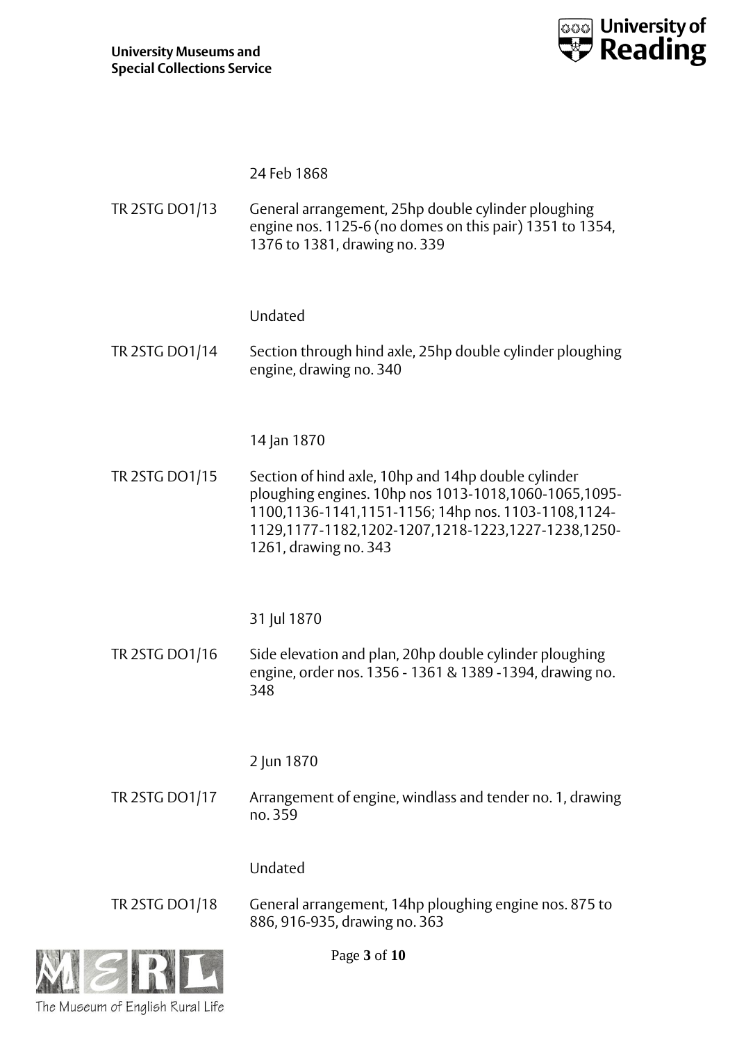24 Feb 1868

TR 2STG DO1/13 General arrangement, 25hp double cylinder ploughing engine nos. 1125-6 (no domes on this pair) 1351 to 1354, 1376 to 1381, drawing no. 339

Undated

TR 2STG DO1/14 Section through hind axle, 25hp double cylinder ploughing engine, drawing no. 340

14 Jan 1870

TR 2STG DO1/15 Section of hind axle, 10hp and 14hp double cylinder ploughing engines. 10hp nos 1013-1018,1060-1065,1095-1100,1136-1141,1151-1156; 14hp nos. 1103-1108,1124-1129,1177-1182,1202-1207,1218-1223,1227-1238,1250-1261, drawing no. 343

31 Jul 1870

TR 2STG DO1/16 Side elevation and plan, 20hp double cylinder ploughing engine, order nos. 1356 - 1361 & 1389 -1394, drawing no. 348

2 Jun 1870

TR 2STG DO1/17 Arrangement of engine, windlass and tender no. 1, drawing no. 359

Undated

TR 2STG DO1/18 General arrangement, 14hp ploughing engine nos. 875 to 886, 916-935, drawing no. 363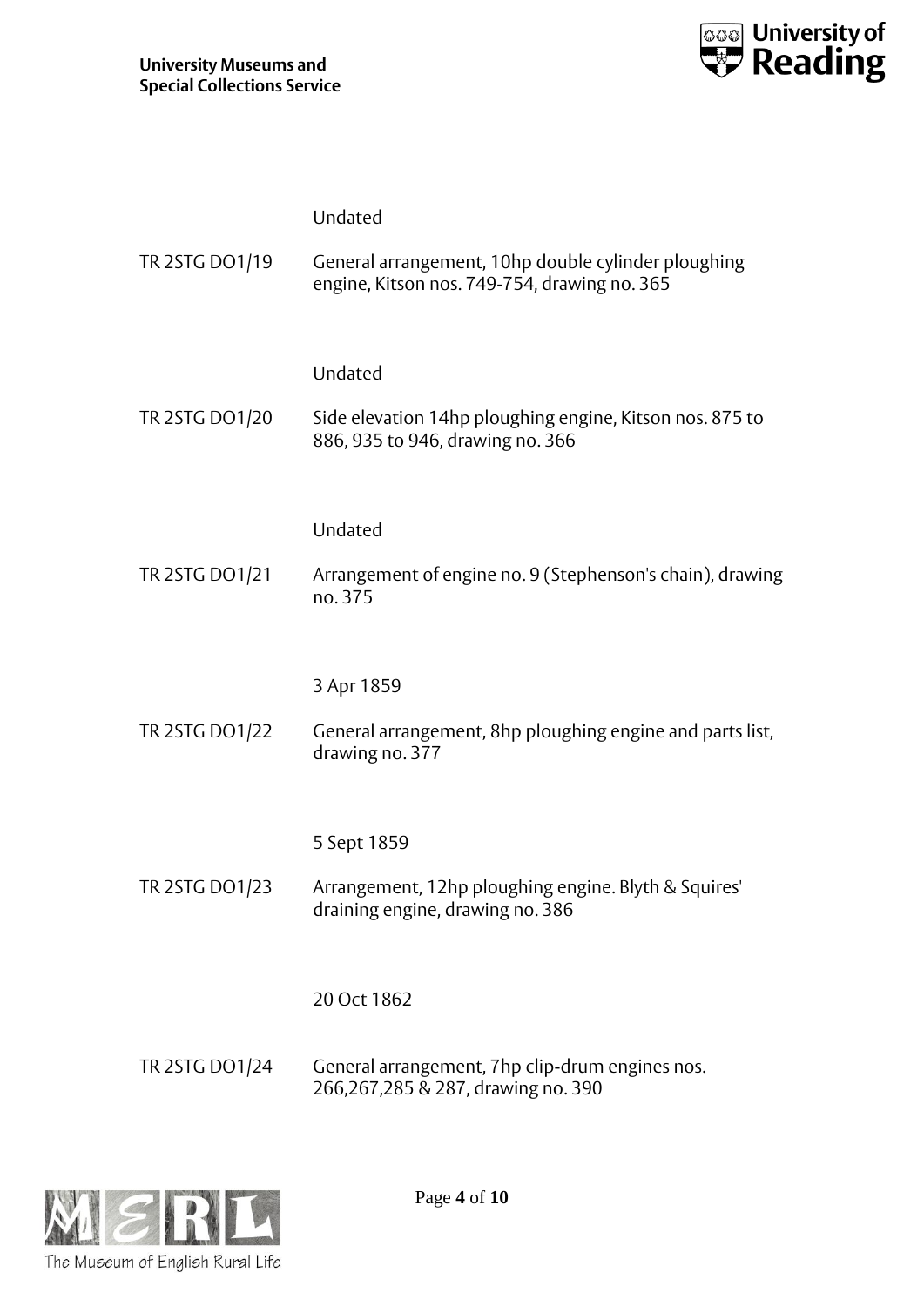Undated

TR 2STG DO1/19 General arrangement, 10hp double cylinder ploughing engine, Kitson nos. 749-754, drawing no. 365

Undated

TR 2STG DO1/20 Side elevation 14hp ploughing engine, Kitson nos. 875 to 886, 935 to 946, drawing no. 366

Undated

TR 2STG DO1/21 Arrangement of engine no. 9 (Stephenson's chain), drawing no. 375

3 Apr 1859

TR 2STG DO1/22 General arrangement, 8hp ploughing engine and parts list, drawing no. 377

5 Sept 1859

TR 2STG DO1/23 Arrangement, 12hp ploughing engine. Blyth & Squires' draining engine, drawing no. 386

20 Oct 1862

TR 2STG DO1/24 General arrangement, 7hp clip-drum engines nos. 266,267,285 & 287, drawing no. 390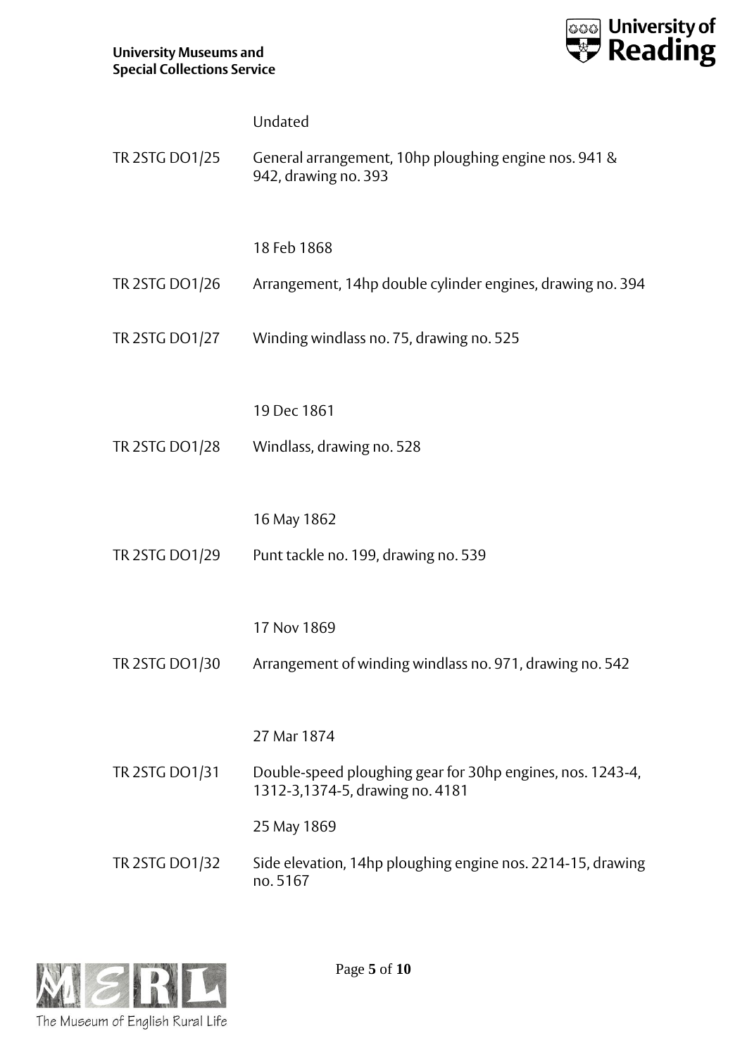Undated

TR 2STG DO1/25 General arrangement, 10hp ploughing engine nos. 941 & 942, drawing no. 393

18 Feb 1868

TR 2STG DO1/26 Arrangement, 14hp double cylinder engines, drawing no. 394

TR 2STG DO1/27 Winding windlass no. 75, drawing no. 525

19 Dec 1861

TR 2STG DO1/28 Windlass, drawing no. 528

16 May 1862

TR 2STG DO1/29 Punt tackle no. 199, drawing no. 539

17 Nov 1869

TR 2STG DO1/30 Arrangement of winding windlass no. 971, drawing no. 542

27 Mar 1874

TR 2STG DO1/31 Double-speed ploughing gear for 30hp engines, nos. 1243-4, 1312-3,1374-5, drawing no. 4181

25 May 1869

TR 2STG DO1/32 Side elevation, 14hp ploughing engine nos. 2214-15, drawing no. 5167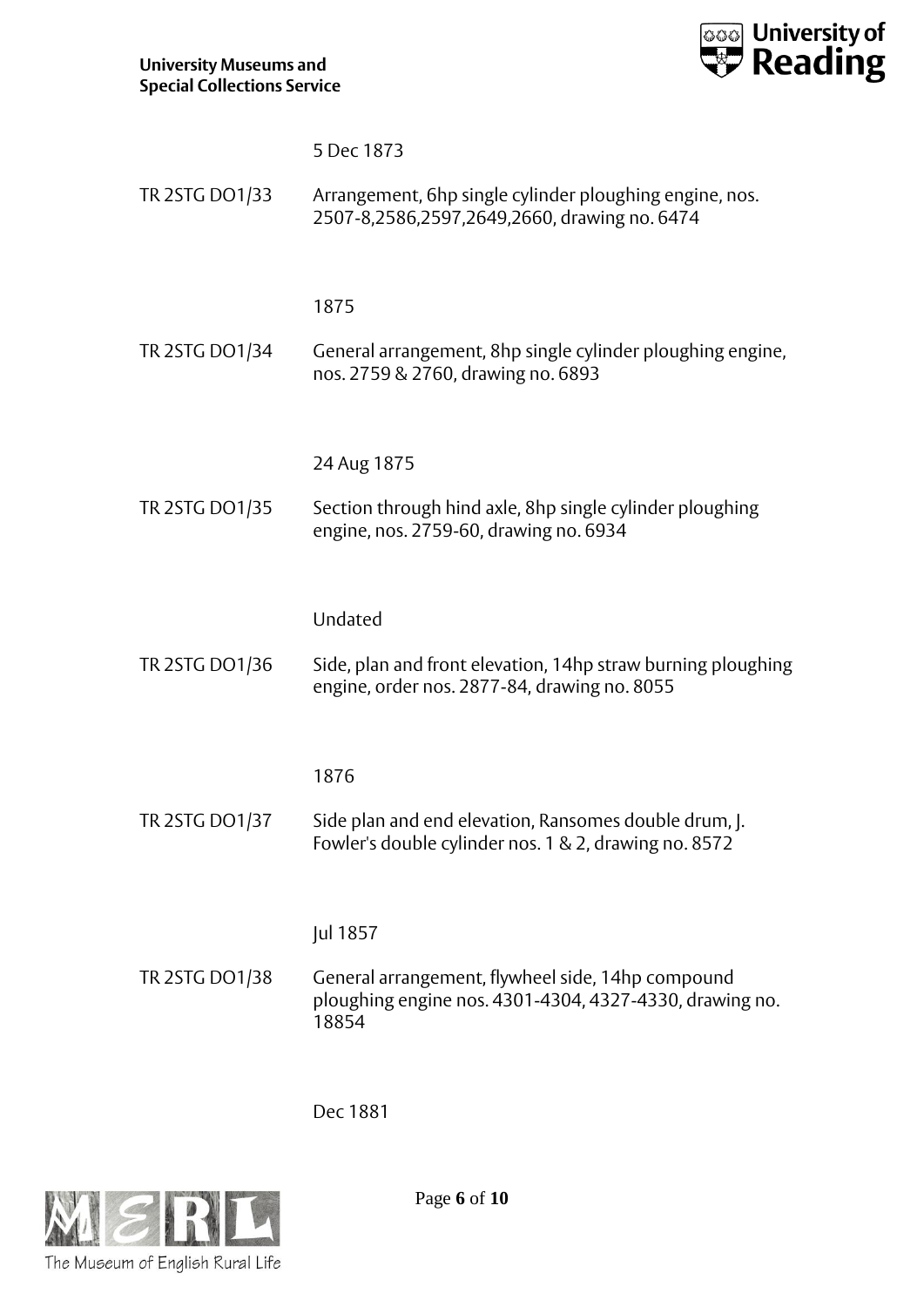5 Dec 1873

TR 2STG DO1/33 Arrangement, 6hp single cylinder ploughing engine, nos. 2507-8,2586,2597,2649,2660, drawing no. 6474

1875

TR 2STG DO1/34 General arrangement, 8hp single cylinder ploughing engine, nos. 2759 & 2760, drawing no. 6893

24 Aug 1875

TR 2STG DO1/35 Section through hind axle, 8hp single cylinder ploughing engine, nos. 2759-60, drawing no. 6934

Undated

TR 2STG DO1/36 Side, plan and front elevation, 14hp straw burning ploughing engine, order nos. 2877-84, drawing no. 8055

1876

TR 2STG DO1/37 Side plan and end elevation, Ransomes double drum, J. Fowler's double cylinder nos. 1 & 2, drawing no. 8572

Jul 1857

TR 2STG DO1/38 General arrangement, flywheel side, 14hp compound ploughing engine nos. 4301-4304, 4327-4330, drawing no. 18854

Dec 1881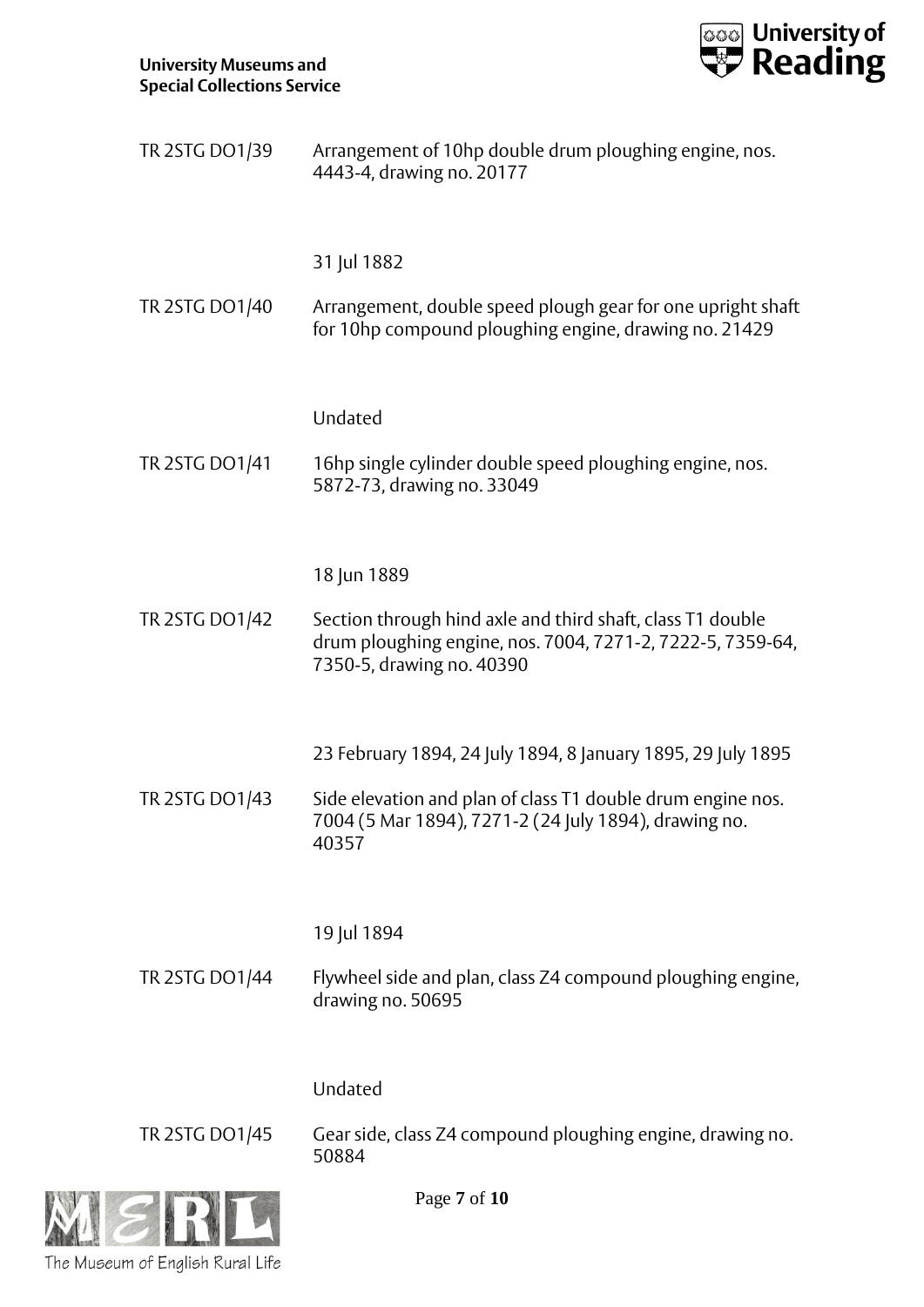TR 2STG DO1/39 Arrangement of 10hp double drum ploughing engine, nos. 4443-4, drawing no. 20177

31 Jul 1882

TR 2STG DO1/40 Arrangement, double speed plough gear for one upright shaft for 10hp compound ploughing engine, drawing no. 21429

Undated

TR 2STG DO1/41 16hp single cylinder double speed ploughing engine, nos. 5872-73, drawing no. 33049

18 Jun 1889

TR 2STG DO1/42 Section through hind axle and third shaft, class T1 double drum ploughing engine, nos. 7004, 7271-2, 7222-5, 7359-64, 7350-5, drawing no. 40390

23 February 1894, 24 July 1894, 8 January 1895, 29 July 1895

TR 2STG DO1/43 Side elevation and plan of class T1 double drum engine nos. 7004 (5 Mar 1894), 7271-2 (24 July 1894), drawing no. 40357

19 Jul 1894

TR 2STG DO1/44 Flywheel side and plan, class Z4 compound ploughing engine, drawing no. 50695

Undated

TR 2STG DO1/45 Gear side, class Z4 compound ploughing engine, drawing no. 50884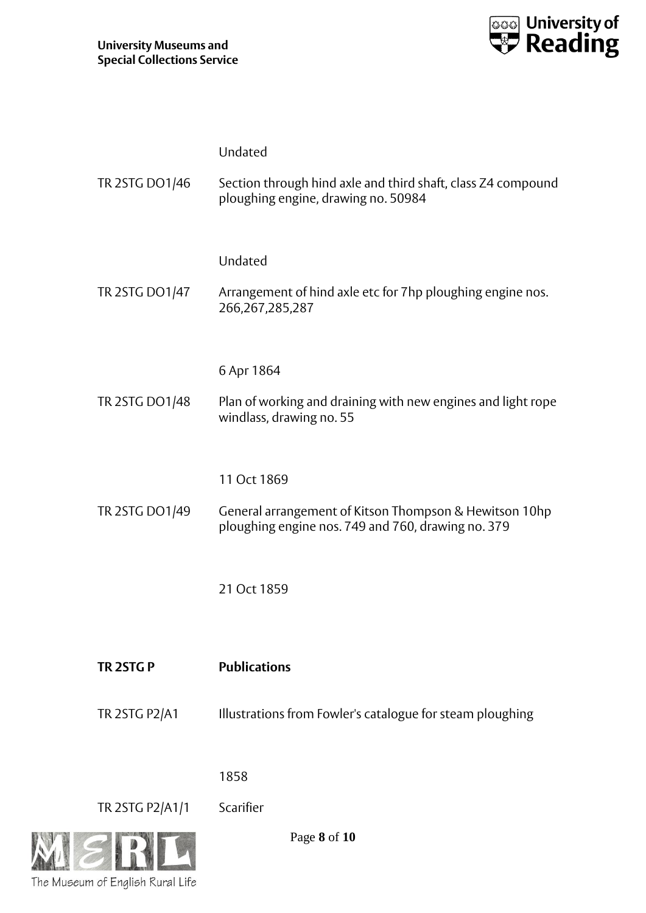Undated

| | |
|---|---|
| TR 2STG DO1/46 | Section through hind axle and third shaft, class Z4 compound ploughing engine, drawing no. 50984 |
| | Undated |
| TR 2STG DO1/47 | Arrangement of hind axle etc for 7hp ploughing engine nos. 266,267,285,287 |
| | 6 Apr 1864 |
| TR 2STG DO1/48 | Plan of working and draining with new engines and light rope windlass, drawing no. 55 |
| | 11 Oct 1869 |
| TR 2STG DO1/49 | General arrangement of Kitson Thompson & Hewitson 10hp ploughing engine nos. 749 and 760, drawing no. 379 |
| | 21 Oct 1859 |

## TR 2STG P **Publications**

| | |
|---|---|
| TR 2STG P2/A1 | Illustrations from Fowler's catalogue for steam ploughing |
| | 1858 |
| TR 2STG P2/A1/1 | Scarifier |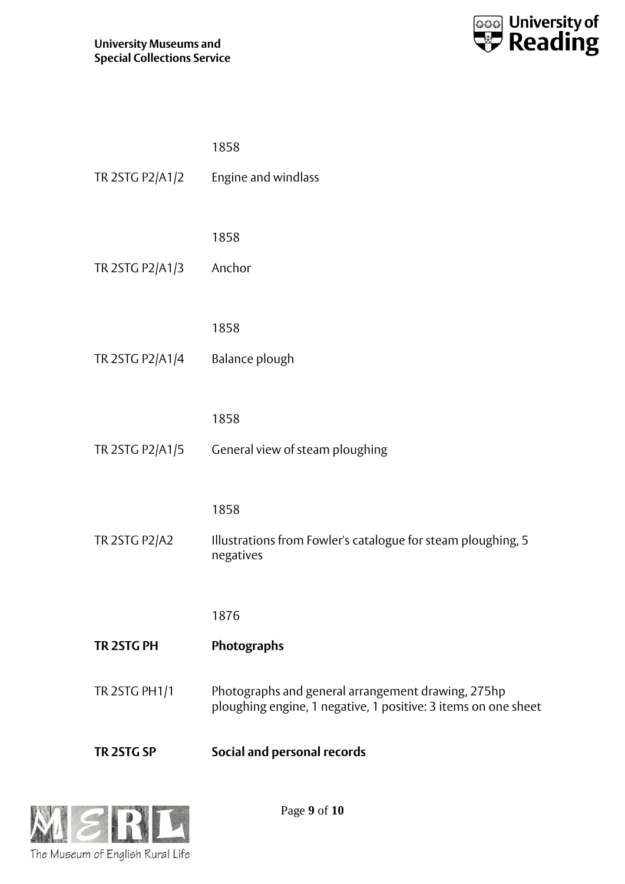1858

TR 2STG P2/A1/2 Engine and windlass

1858

TR 2STG P2/A1/3 Anchor

1858

TR 2STG P2/A1/4 Balance plough

1858

TR 2STG P2/A1/5 General view of steam ploughing

1858

TR 2STG P2/A2 Illustrations from Fowler's catalogue for steam ploughing, 5 negatives

1876

**TR 2STG PH Photographs**

TR 2STG PH1/1 Photographs and general arrangement drawing, 275hp ploughing engine, 1 negative, 1 positive: 3 items on one sheet

**TR 2STG SP Social and personal records**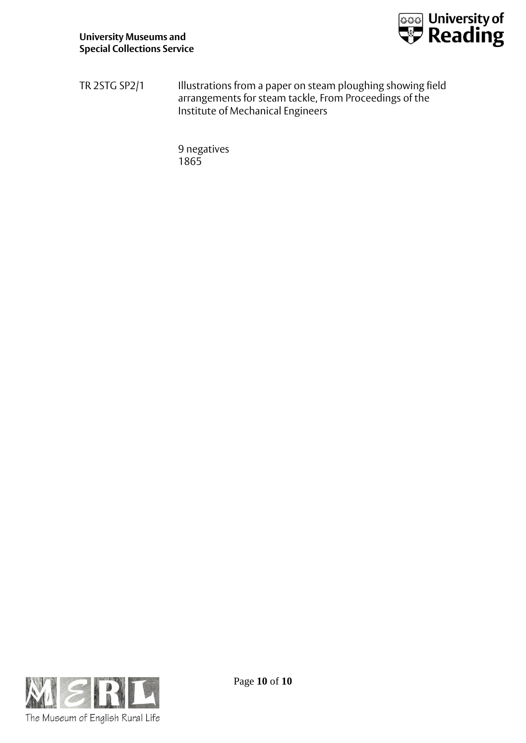TR 2STG SP2/1

Illustrations from a paper on steam ploughing showing field arrangements for steam tackle, From Proceedings of the Institute of Mechanical Engineers

9 negatives
1865